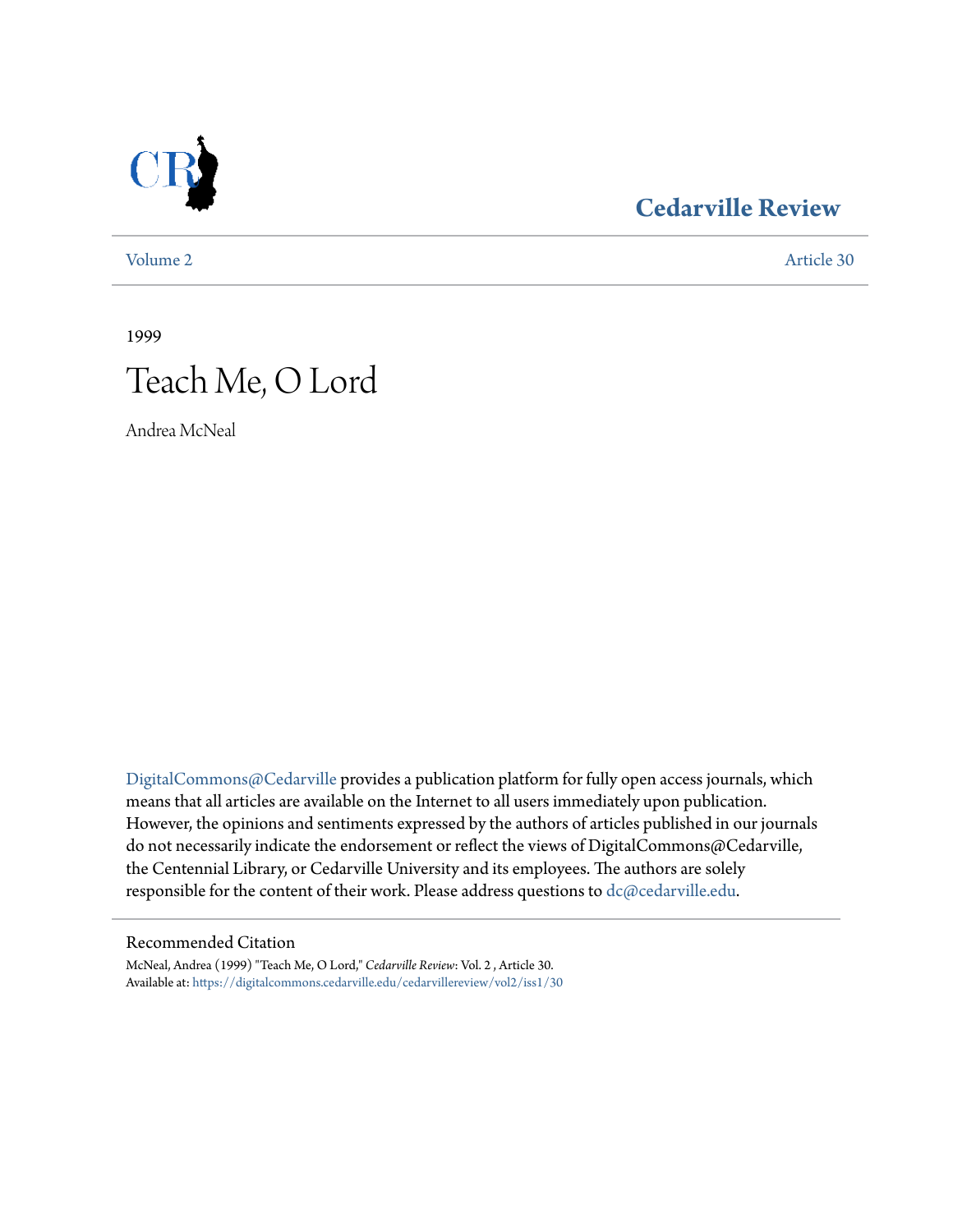Cedarville Review

Volume 2 Article 30

1999

# Teach Me, O Lord

Andrea McNeal

DigitalCommons@Cedarville provides a publication platform for fully open access journals, which means that all articles are available on the Internet to all users immediately upon publication. However, the opinions and sentiments expressed by the authors of articles published in our journals do not necessarily indicate the endorsement or reflect the views of DigitalCommons@Cedarville, the Centennial Library, or Cedarville University and its employees. The authors are solely responsible for the content of their work. Please address questions to dc@cedarville.edu.

## Recommended Citation

McNeal, Andrea (1999) "Teach Me, O Lord," *Cedarville Review*: Vol. 2 , Article 30.
Available at: https://digitalcommons.cedarville.edu/cedarvillereview/vol2/iss1/30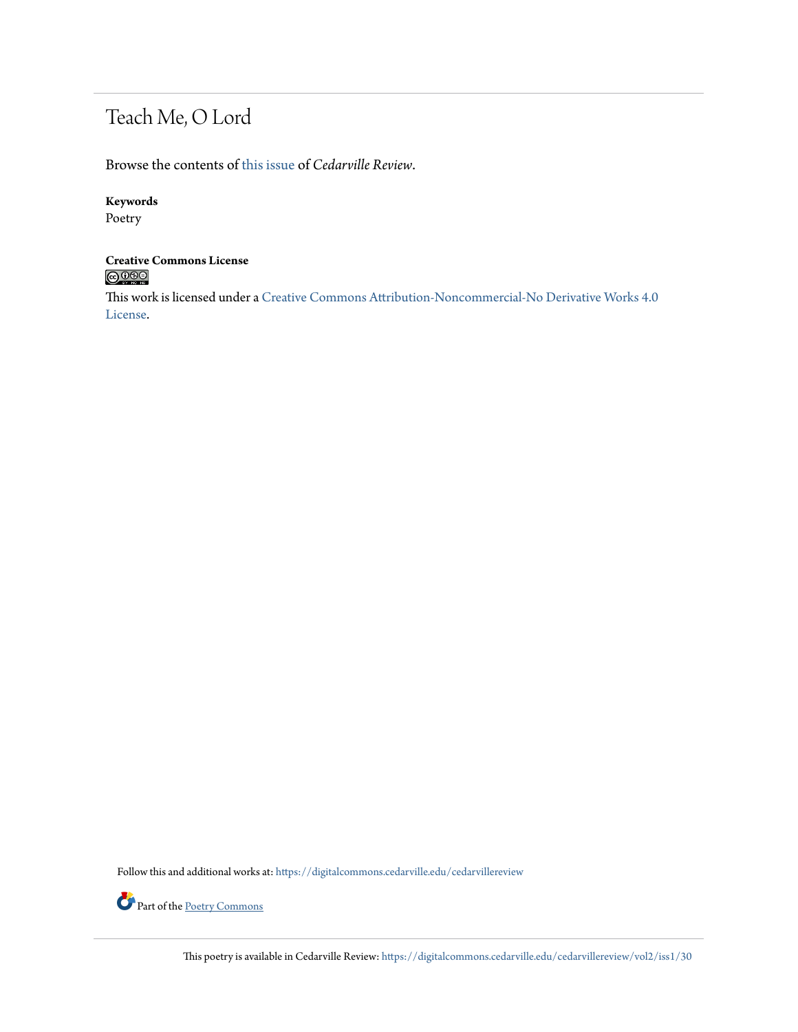# Teach Me, O Lord

Browse the contents of this issue of *Cedarville Review*.

**Keywords**
Poetry

**Creative Commons License**

This work is licensed under a Creative Commons Attribution-Noncommercial-No Derivative Works 4.0 License.

Follow this and additional works at: https://digitalcommons.cedarville.edu/cedarvillereview

Part of the Poetry Commons

This poetry is available in Cedarville Review: https://digitalcommons.cedarville.edu/cedarvillereview/vol2/iss1/30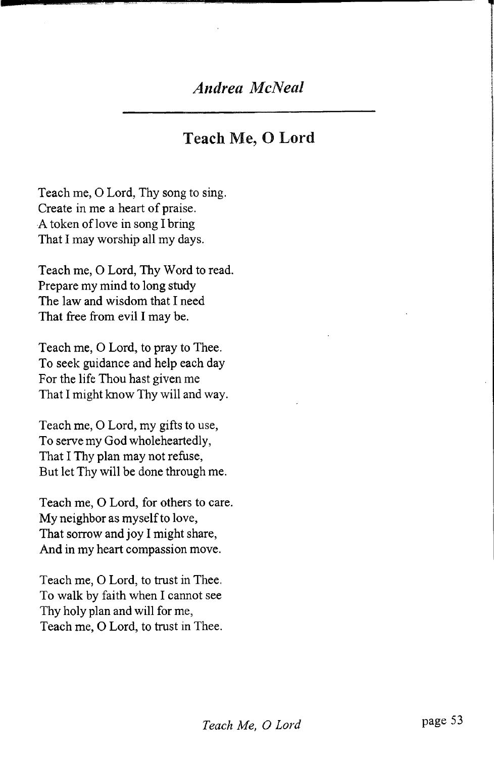*Andrea McNeal*

## Teach Me, O Lord

Teach me, O Lord, Thy song to sing.  
Create in me a heart of praise.  
A token of love in song I bring  
That I may worship all my days.

Teach me, O Lord, Thy Word to read.  
Prepare my mind to long study  
The law and wisdom that I need  
That free from evil I may be.

Teach me, O Lord, to pray to Thee.  
To seek guidance and help each day  
For the life Thou hast given me  
That I might know Thy will and way.

Teach me, O Lord, my gifts to use,  
To serve my God wholeheartedly,  
That I Thy plan may not refuse,  
But let Thy will be done through me.

Teach me, O Lord, for others to care.  
My neighbor as myself to love,  
That sorrow and joy I might share,  
And in my heart compassion move.

Teach me, O Lord, to trust in Thee.  
To walk by faith when I cannot see  
Thy holy plan and will for me,  
Teach me, O Lord, to trust in Thee.